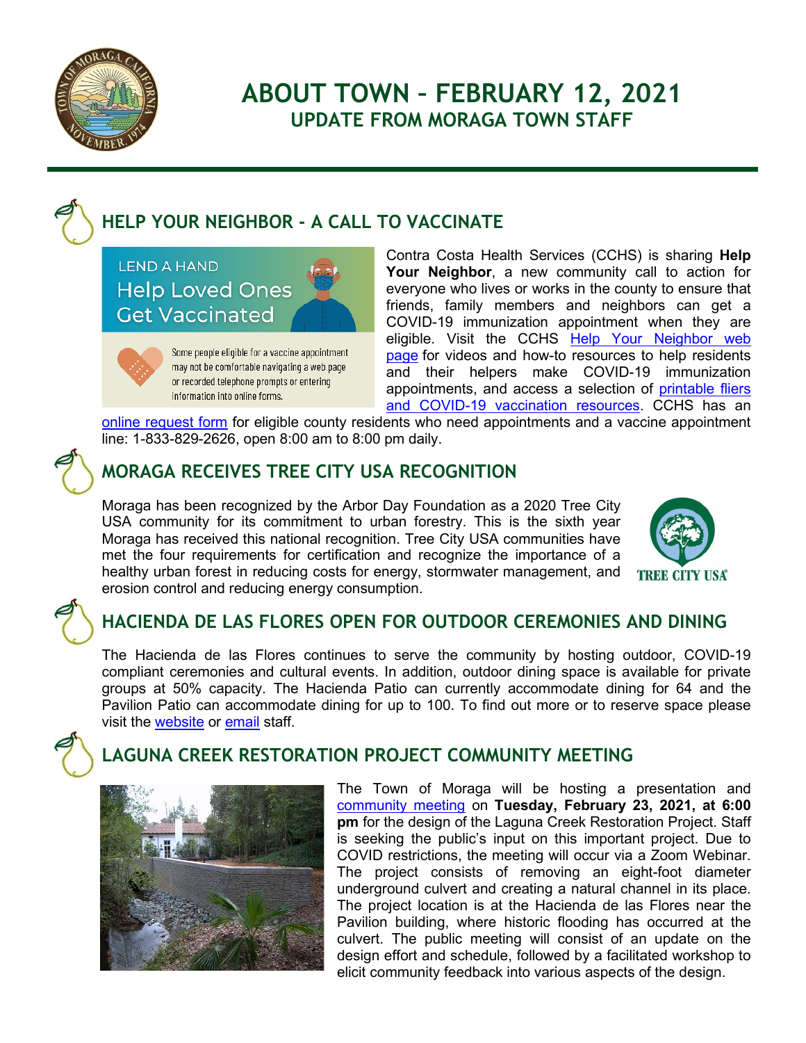# ABOUT TOWN – FEBRUARY 12, 2021

## UPDATE FROM MORAGA TOWN STAFF

## HELP YOUR NEIGHBOR - A CALL TO VACCINATE

LEND A HAND
Help Loved Ones Get Vaccinated

Some people eligible for a vaccine appointment may not be comfortable navigating a web page or recorded telephone prompts or entering information into online forms.

Contra Costa Health Services (CCHS) is sharing **Help Your Neighbor**, a new community call to action for everyone who lives or works in the county to ensure that friends, family members and neighbors can get a COVID-19 immunization appointment when they are eligible. Visit the CCHS Help Your Neighbor web page for videos and how-to resources to help residents and their helpers make COVID-19 immunization appointments, and access a selection of printable fliers and COVID-19 vaccination resources. CCHS has an online request form for eligible county residents who need appointments and a vaccine appointment line: 1-833-829-2626, open 8:00 am to 8:00 pm daily.

## MORAGA RECEIVES TREE CITY USA RECOGNITION

Moraga has been recognized by the Arbor Day Foundation as a 2020 Tree City USA community for its commitment to urban forestry. This is the sixth year Moraga has received this national recognition. Tree City USA communities have met the four requirements for certification and recognize the importance of a healthy urban forest in reducing costs for energy, stormwater management, and erosion control and reducing energy consumption.

## HACIENDA DE LAS FLORES OPEN FOR OUTDOOR CEREMONIES AND DINING

The Hacienda de las Flores continues to serve the community by hosting outdoor, COVID-19 compliant ceremonies and cultural events. In addition, outdoor dining space is available for private groups at 50% capacity. The Hacienda Patio can currently accommodate dining for 64 and the Pavilion Patio can accommodate dining for up to 100. To find out more or to reserve space please visit the website or email staff.

## LAGUNA CREEK RESTORATION PROJECT COMMUNITY MEETING

The Town of Moraga will be hosting a presentation and community meeting on **Tuesday, February 23, 2021, at 6:00 pm** for the design of the Laguna Creek Restoration Project. Staff is seeking the public's input on this important project. Due to COVID restrictions, the meeting will occur via a Zoom Webinar. The project consists of removing an eight-foot diameter underground culvert and creating a natural channel in its place. The project location is at the Hacienda de las Flores near the Pavilion building, where historic flooding has occurred at the culvert. The public meeting will consist of an update on the design effort and schedule, followed by a facilitated workshop to elicit community feedback into various aspects of the design.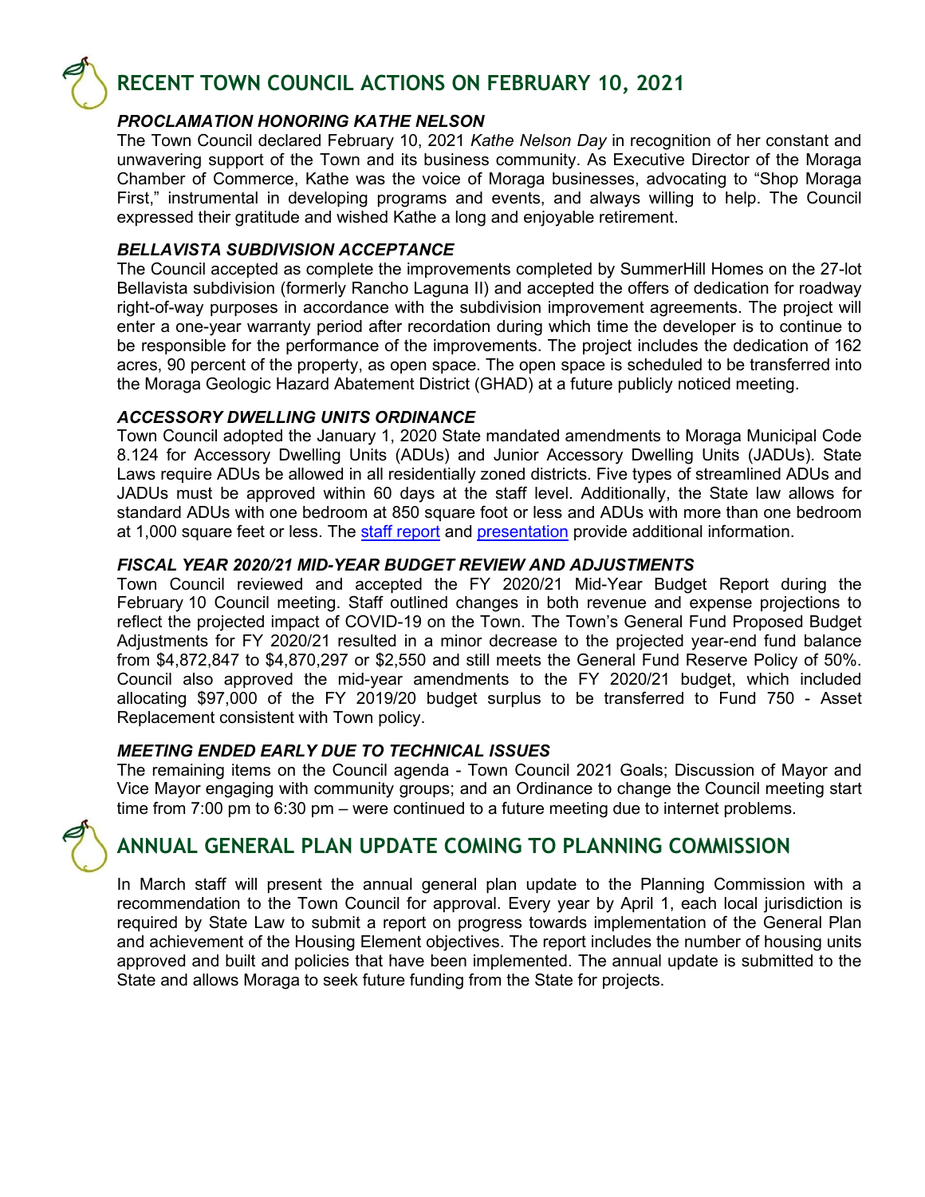## RECENT TOWN COUNCIL ACTIONS ON FEBRUARY 10, 2021

### *PROCLAMATION HONORING KATHE NELSON*

The Town Council declared February 10, 2021 *Kathe Nelson Day* in recognition of her constant and unwavering support of the Town and its business community. As Executive Director of the Moraga Chamber of Commerce, Kathe was the voice of Moraga businesses, advocating to "Shop Moraga First," instrumental in developing programs and events, and always willing to help. The Council expressed their gratitude and wished Kathe a long and enjoyable retirement.

### *BELLAVISTA SUBDIVISION ACCEPTANCE*

The Council accepted as complete the improvements completed by SummerHill Homes on the 27-lot Bellavista subdivision (formerly Rancho Laguna II) and accepted the offers of dedication for roadway right-of-way purposes in accordance with the subdivision improvement agreements. The project will enter a one-year warranty period after recordation during which time the developer is to continue to be responsible for the performance of the improvements. The project includes the dedication of 162 acres, 90 percent of the property, as open space. The open space is scheduled to be transferred into the Moraga Geologic Hazard Abatement District (GHAD) at a future publicly noticed meeting.

### *ACCESSORY DWELLING UNITS ORDINANCE*

Town Council adopted the January 1, 2020 State mandated amendments to Moraga Municipal Code 8.124 for Accessory Dwelling Units (ADUs) and Junior Accessory Dwelling Units (JADUs). State Laws require ADUs be allowed in all residentially zoned districts. Five types of streamlined ADUs and JADUs must be approved within 60 days at the staff level. Additionally, the State law allows for standard ADUs with one bedroom at 850 square foot or less and ADUs with more than one bedroom at 1,000 square feet or less. The staff report and presentation provide additional information.

### *FISCAL YEAR 2020/21 MID-YEAR BUDGET REVIEW AND ADJUSTMENTS*

Town Council reviewed and accepted the FY 2020/21 Mid-Year Budget Report during the February 10 Council meeting. Staff outlined changes in both revenue and expense projections to reflect the projected impact of COVID-19 on the Town. The Town's General Fund Proposed Budget Adjustments for FY 2020/21 resulted in a minor decrease to the projected year-end fund balance from $4,872,847 to $4,870,297 or $2,550 and still meets the General Fund Reserve Policy of 50%. Council also approved the mid-year amendments to the FY 2020/21 budget, which included allocating $97,000 of the FY 2019/20 budget surplus to be transferred to Fund 750 - Asset Replacement consistent with Town policy.

### *MEETING ENDED EARLY DUE TO TECHNICAL ISSUES*

The remaining items on the Council agenda - Town Council 2021 Goals; Discussion of Mayor and Vice Mayor engaging with community groups; and an Ordinance to change the Council meeting start time from 7:00 pm to 6:30 pm – were continued to a future meeting due to internet problems.

## ANNUAL GENERAL PLAN UPDATE COMING TO PLANNING COMMISSION

In March staff will present the annual general plan update to the Planning Commission with a recommendation to the Town Council for approval. Every year by April 1, each local jurisdiction is required by State Law to submit a report on progress towards implementation of the General Plan and achievement of the Housing Element objectives. The report includes the number of housing units approved and built and policies that have been implemented. The annual update is submitted to the State and allows Moraga to seek future funding from the State for projects.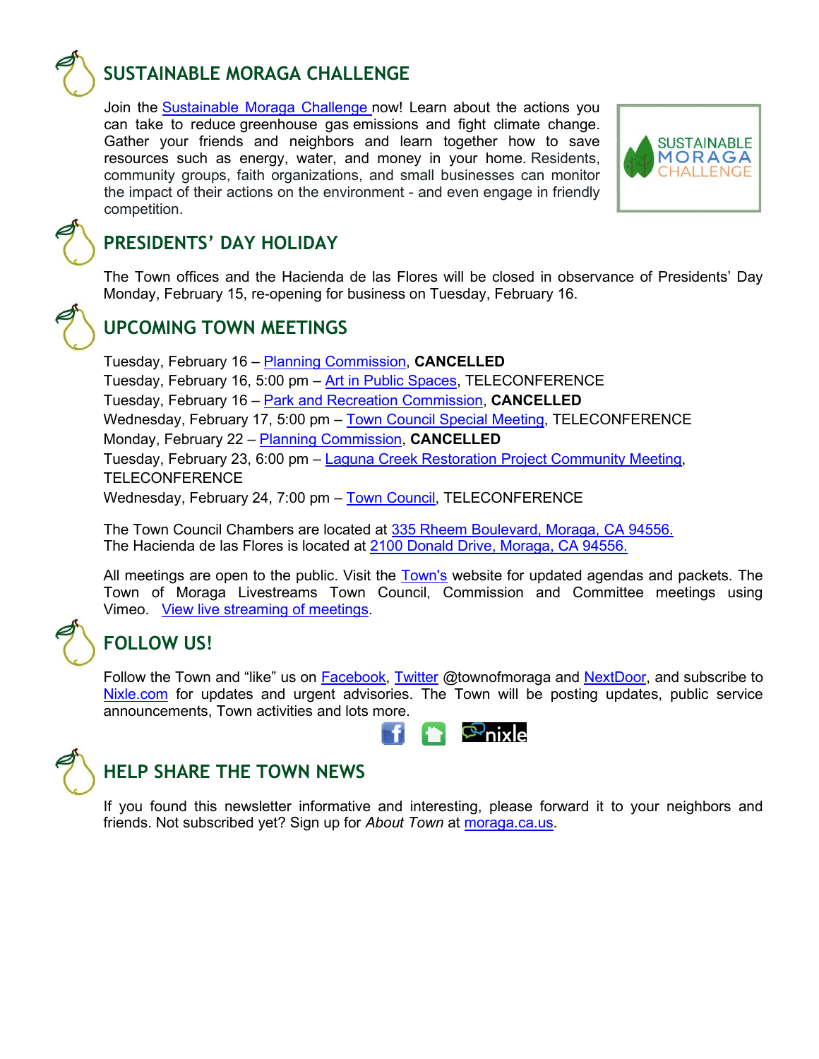## SUSTAINABLE MORAGA CHALLENGE

Join the Sustainable Moraga Challenge now! Learn about the actions you can take to reduce greenhouse gas emissions and fight climate change. Gather your friends and neighbors and learn together how to save resources such as energy, water, and money in your home. Residents, community groups, faith organizations, and small businesses can monitor the impact of their actions on the environment - and even engage in friendly competition.

## PRESIDENTS' DAY HOLIDAY

The Town offices and the Hacienda de las Flores will be closed in observance of Presidents' Day Monday, February 15, re-opening for business on Tuesday, February 16.

## UPCOMING TOWN MEETINGS

Tuesday, February 16 – Planning Commission, **CANCELLED**
Tuesday, February 16, 5:00 pm – Art in Public Spaces, TELECONFERENCE
Tuesday, February 16 – Park and Recreation Commission, **CANCELLED**
Wednesday, February 17, 5:00 pm – Town Council Special Meeting, TELECONFERENCE
Monday, February 22 – Planning Commission, **CANCELLED**
Tuesday, February 23, 6:00 pm – Laguna Creek Restoration Project Community Meeting, TELECONFERENCE
Wednesday, February 24, 7:00 pm – Town Council, TELECONFERENCE

The Town Council Chambers are located at 335 Rheem Boulevard, Moraga, CA 94556.
The Hacienda de las Flores is located at 2100 Donald Drive, Moraga, CA 94556.

All meetings are open to the public. Visit the Town's website for updated agendas and packets. The Town of Moraga Livestreams Town Council, Commission and Committee meetings using Vimeo. View live streaming of meetings.

## FOLLOW US!

Follow the Town and "like" us on Facebook, Twitter @townofmoraga and NextDoor, and subscribe to Nixle.com for updates and urgent advisories. The Town will be posting updates, public service announcements, Town activities and lots more.

## HELP SHARE THE TOWN NEWS

If you found this newsletter informative and interesting, please forward it to your neighbors and friends. Not subscribed yet? Sign up for *About Town* at moraga.ca.us.